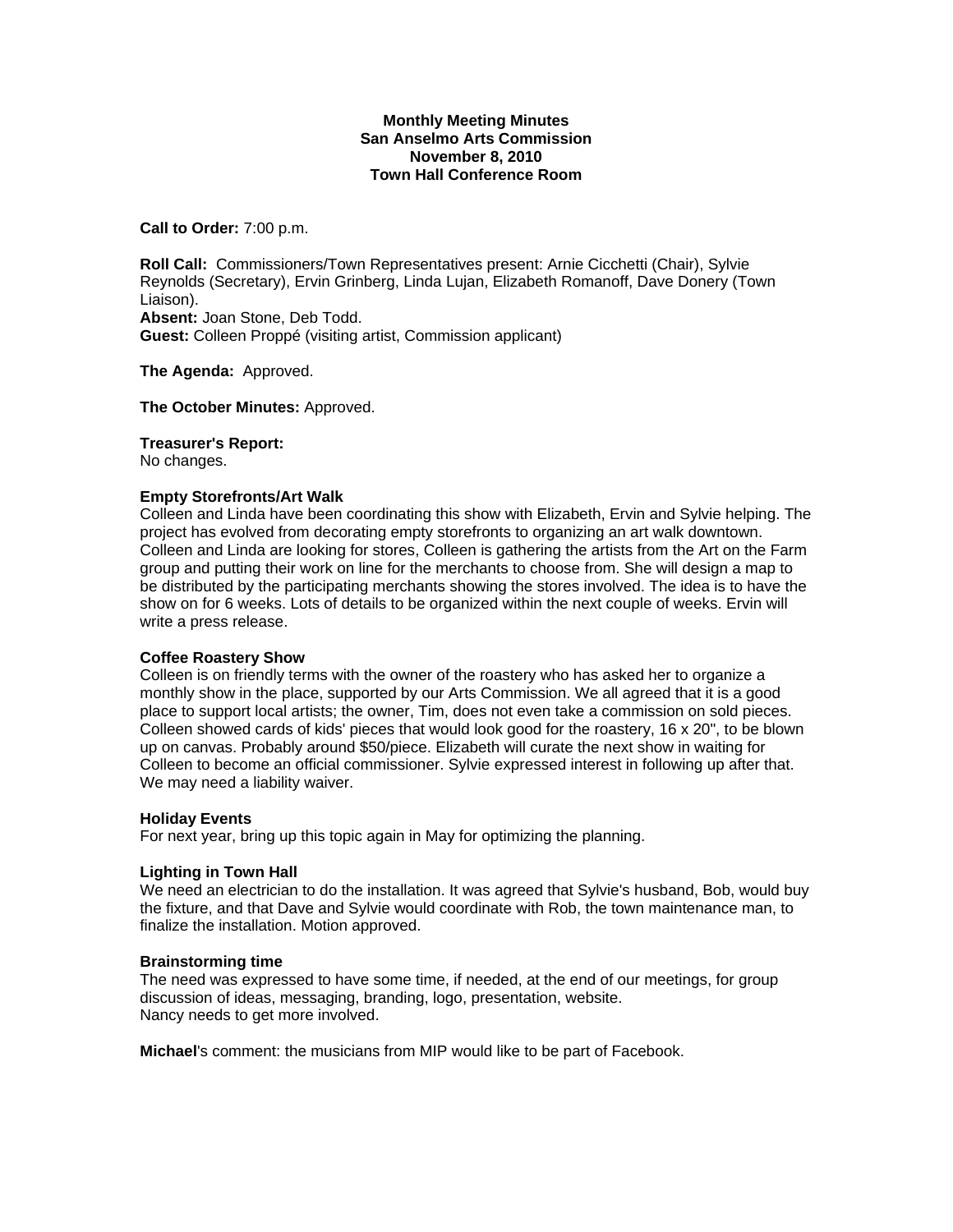**Monthly Meeting Minutes**
**San Anselmo Arts Commission**
**November 8, 2010**
**Town Hall Conference Room**

**Call to Order:** 7:00 p.m.

**Roll Call:** Commissioners/Town Representatives present: Arnie Cicchetti (Chair), Sylvie Reynolds (Secretary), Ervin Grinberg, Linda Lujan, Elizabeth Romanoff, Dave Donery (Town Liaison).
**Absent:** Joan Stone, Deb Todd.
**Guest:** Colleen Proppé (visiting artist, Commission applicant)

**The Agenda:** Approved.

**The October Minutes:** Approved.

**Treasurer's Report:**
No changes.

**Empty Storefronts/Art Walk**
Colleen and Linda have been coordinating this show with Elizabeth, Ervin and Sylvie helping. The project has evolved from decorating empty storefronts to organizing an art walk downtown. Colleen and Linda are looking for stores, Colleen is gathering the artists from the Art on the Farm group and putting their work on line for the merchants to choose from. She will design a map to be distributed by the participating merchants showing the stores involved. The idea is to have the show on for 6 weeks. Lots of details to be organized within the next couple of weeks. Ervin will write a press release.

**Coffee Roastery Show**
Colleen is on friendly terms with the owner of the roastery who has asked her to organize a monthly show in the place, supported by our Arts Commission. We all agreed that it is a good place to support local artists; the owner, Tim, does not even take a commission on sold pieces. Colleen showed cards of kids' pieces that would look good for the roastery, 16 x 20", to be blown up on canvas. Probably around $50/piece. Elizabeth will curate the next show in waiting for Colleen to become an official commissioner. Sylvie expressed interest in following up after that. We may need a liability waiver.

**Holiday Events**
For next year, bring up this topic again in May for optimizing the planning.

**Lighting in Town Hall**
We need an electrician to do the installation. It was agreed that Sylvie's husband, Bob, would buy the fixture, and that Dave and Sylvie would coordinate with Rob, the town maintenance man, to finalize the installation. Motion approved.

**Brainstorming time**
The need was expressed to have some time, if needed, at the end of our meetings, for group discussion of ideas, messaging, branding, logo, presentation, website.
Nancy needs to get more involved.

**Michael**'s comment: the musicians from MIP would like to be part of Facebook.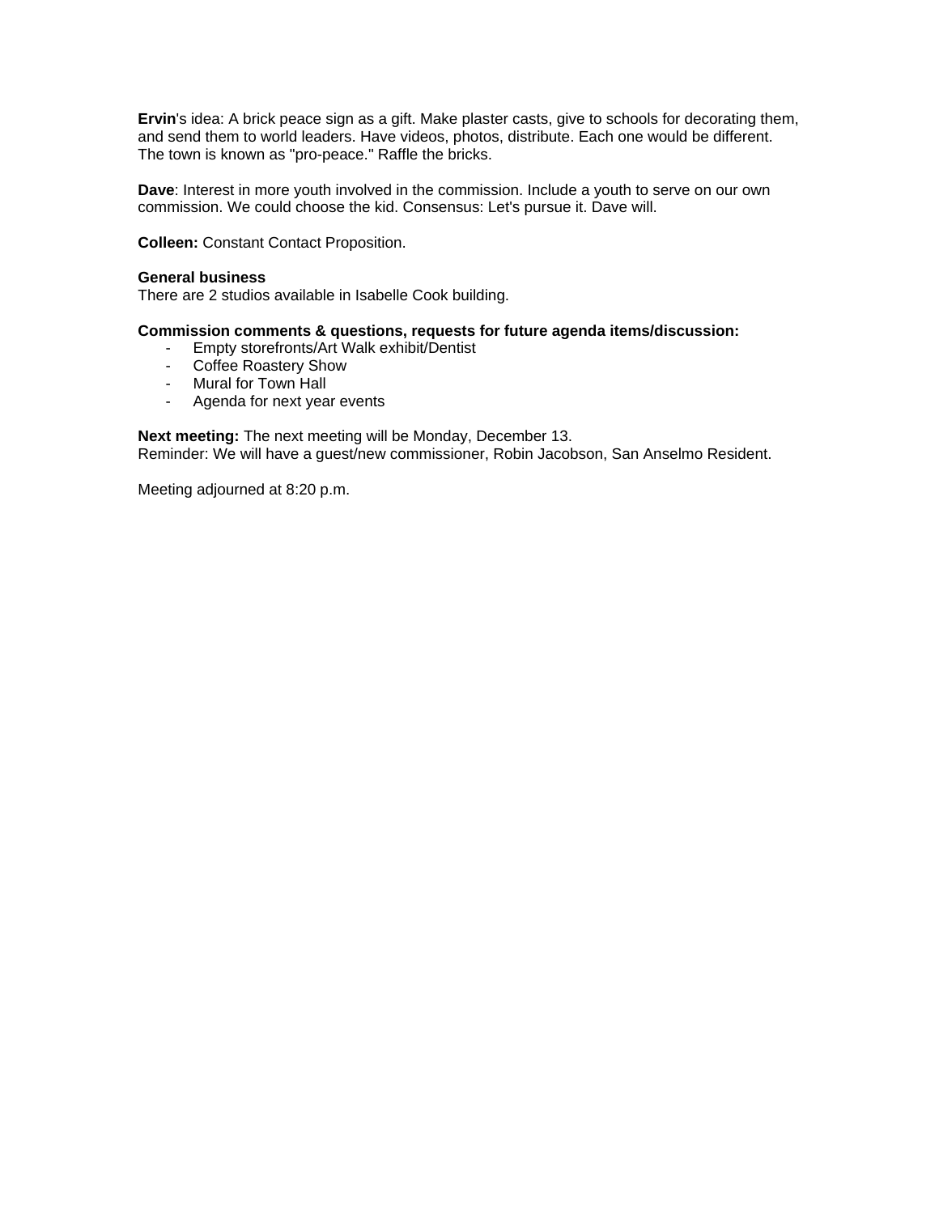**Ervin**'s idea: A brick peace sign as a gift. Make plaster casts, give to schools for decorating them, and send them to world leaders. Have videos, photos, distribute. Each one would be different. The town is known as "pro-peace." Raffle the bricks.

**Dave**: Interest in more youth involved in the commission. Include a youth to serve on our own commission. We could choose the kid. Consensus: Let's pursue it. Dave will.

**Colleen:** Constant Contact Proposition.

**General business**
There are 2 studios available in Isabelle Cook building.

**Commission comments & questions, requests for future agenda items/discussion:**

- Empty storefronts/Art Walk exhibit/Dentist
- Coffee Roastery Show
- Mural for Town Hall
- Agenda for next year events

**Next meeting:** The next meeting will be Monday, December 13.
Reminder: We will have a guest/new commissioner, Robin Jacobson, San Anselmo Resident.

Meeting adjourned at 8:20 p.m.